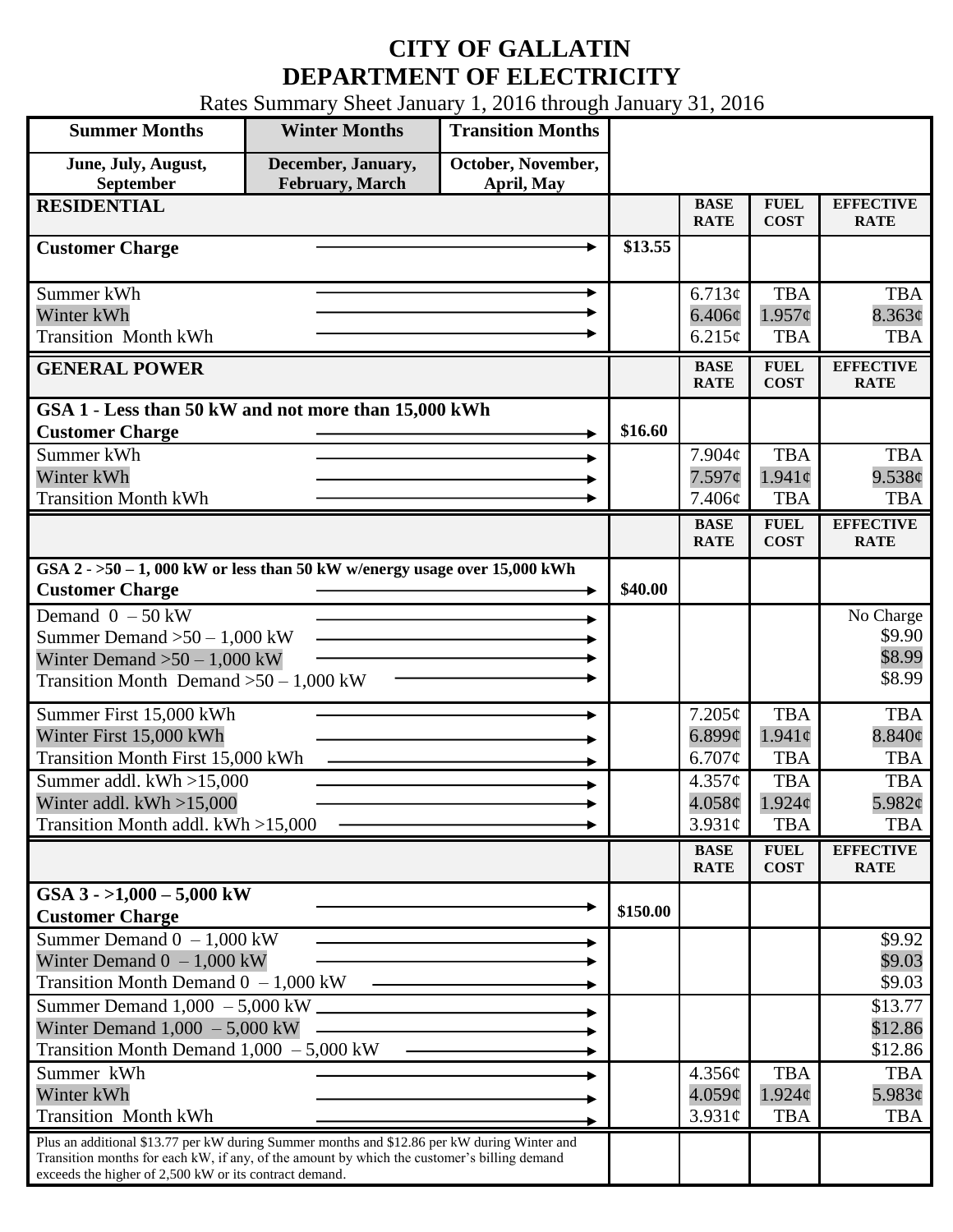# CITY OF GALLATIN
# DEPARTMENT OF ELECTRICITY

Rates Summary Sheet January 1, 2016 through January 31, 2016

| Summer Months | Winter Months | Transition Months |
|---|---|---|
| June, July, August, September | December, January, February, March | October, November, April, May |

| RESIDENTIAL | | BASE RATE | FUEL COST | EFFECTIVE RATE |
|---|---|---|---|---|
| Customer Charge | $13.55 | | | |
| Summer kWh | | 6.713¢ | TBA | TBA |
| Winter kWh | | 6.406¢ | 1.957¢ | 8.363¢ |
| Transition Month kWh | | 6.215¢ | TBA | TBA |

| GENERAL POWER | | BASE RATE | FUEL COST | EFFECTIVE RATE |
|---|---|---|---|---|
| **GSA 1 - Less than 50 kW and not more than 15,000 kWh** | | | | |
| Customer Charge | $16.60 | | | |
| Summer kWh | | 7.904¢ | TBA | TBA |
| Winter kWh | | 7.597¢ | 1.941¢ | 9.538¢ |
| Transition Month kWh | | 7.406¢ | TBA | TBA |

| | | BASE RATE | FUEL COST | EFFECTIVE RATE |
|---|---|---|---|---|
| **GSA 2 - >50 – 1, 000 kW or less than 50 kW w/energy usage over 15,000 kWh** | | | | |
| Customer Charge | $40.00 | | | |
| Demand 0 – 50 kW | | | | No Charge |
| Summer Demand >50 – 1,000 kW | | | | $9.90 |
| Winter Demand >50 – 1,000 kW | | | | $8.99 |
| Transition Month Demand >50 – 1,000 kW | | | | $8.99 |
| Summer First 15,000 kWh | | 7.205¢ | TBA | TBA |
| Winter First 15,000 kWh | | 6.899¢ | 1.941¢ | 8.840¢ |
| Transition Month First 15,000 kWh | | 6.707¢ | TBA | TBA |
| Summer addl. kWh >15,000 | | 4.357¢ | TBA | TBA |
| Winter addl. kWh >15,000 | | 4.058¢ | 1.924¢ | 5.982¢ |
| Transition Month addl. kWh >15,000 | | 3.931¢ | TBA | TBA |

| | | BASE RATE | FUEL COST | EFFECTIVE RATE |
|---|---|---|---|---|
| **GSA 3 - >1,000 – 5,000 kW** | | | | |
| Customer Charge | $150.00 | | | |
| Summer Demand 0 – 1,000 kW | | | | $9.92 |
| Winter Demand 0 – 1,000 kW | | | | $9.03 |
| Transition Month Demand 0 – 1,000 kW | | | | $9.03 |
| Summer Demand 1,000 – 5,000 kW | | | | $13.77 |
| Winter Demand 1,000 – 5,000 kW | | | | $12.86 |
| Transition Month Demand 1,000 – 5,000 kW | | | | $12.86 |
| Summer kWh | | 4.356¢ | TBA | TBA |
| Winter kWh | | 4.059¢ | 1.924¢ | 5.983¢ |
| Transition Month kWh | | 3.931¢ | TBA | TBA |
| Plus an additional $13.77 per kW during Summer months and $12.86 per kW during Winter and Transition months for each kW, if any, of the amount by which the customer's billing demand exceeds the higher of 2,500 kW or its contract demand. | | | | |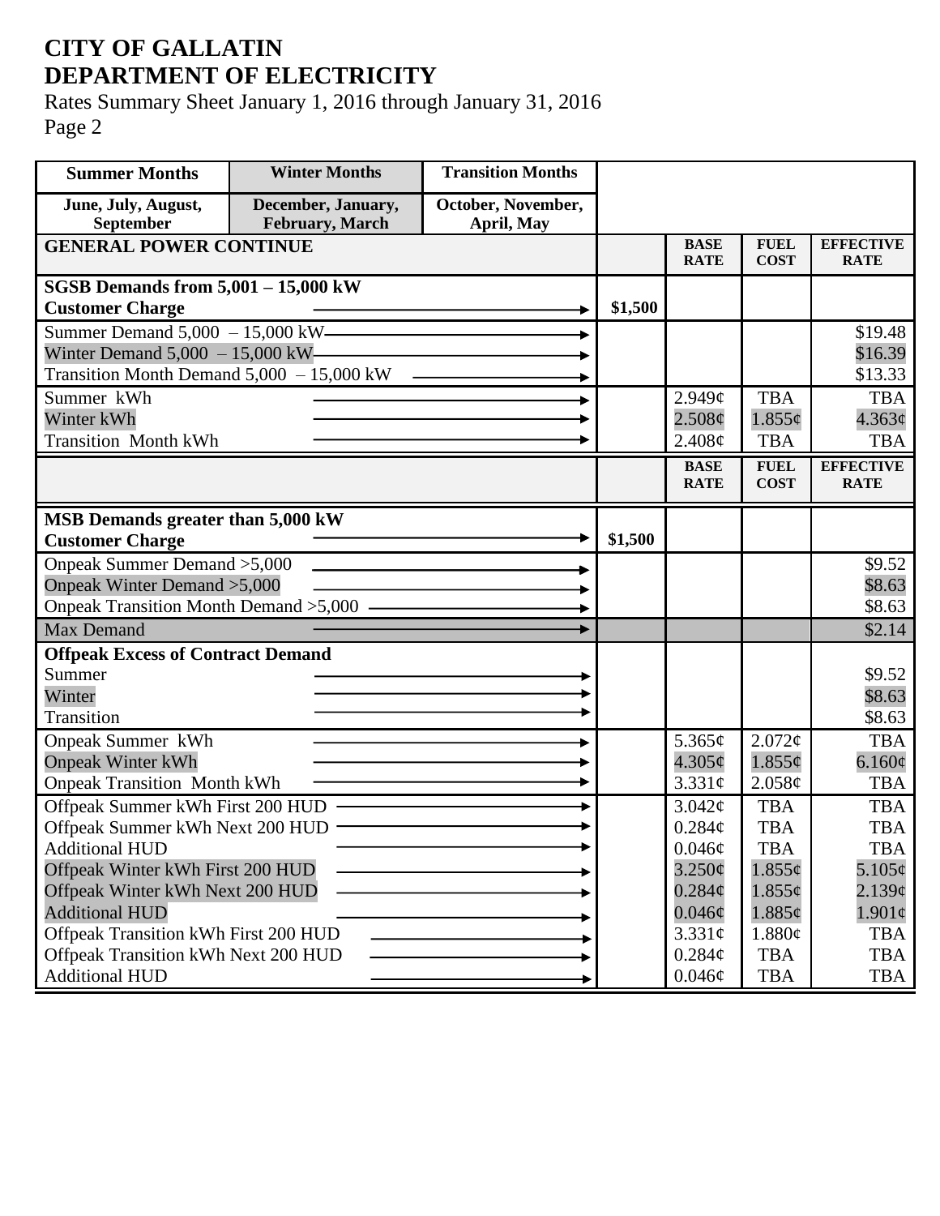# CITY OF GALLATIN
# DEPARTMENT OF ELECTRICITY

Rates Summary Sheet January 1, 2016 through January 31, 2016

| Summer Months | Winter Months | Transition Months |
|---|---|---|
| June, July, August, September | December, January, February, March | October, November, April, May |

| GENERAL POWER CONTINUE | | BASE RATE | FUEL COST | EFFECTIVE RATE |
|---|---|---|---|---|
| **SGSB Demands from 5,001 – 15,000 kW** | | | | |
| **Customer Charge** | $1,500 | | | |
| Summer Demand 5,000 – 15,000 kW | | | | $19.48 |
| Winter Demand 5,000 – 15,000 kW | | | | $16.39 |
| Transition Month Demand 5,000 – 15,000 kW | | | | $13.33 |
| Summer kWh | | 2.949¢ | TBA | TBA |
| Winter kWh | | 2.508¢ | 1.855¢ | 4.363¢ |
| Transition Month kWh | | 2.408¢ | TBA | TBA |
| | | **BASE RATE** | **FUEL COST** | **EFFECTIVE RATE** |
| **MSB Demands greater than 5,000 kW** | | | | |
| **Customer Charge** | $1,500 | | | |
| Onpeak Summer Demand >5,000 | | | | $9.52 |
| Onpeak Winter Demand >5,000 | | | | $8.63 |
| Onpeak Transition Month Demand >5,000 | | | | $8.63 |
| Max Demand | | | | $2.14 |
| **Offpeak Excess of Contract Demand** | | | | |
| Summer | | | | $9.52 |
| Winter | | | | $8.63 |
| Transition | | | | $8.63 |
| Onpeak Summer kWh | | 5.365¢ | 2.072¢ | TBA |
| Onpeak Winter kWh | | 4.305¢ | 1.855¢ | 6.160¢ |
| Onpeak Transition Month kWh | | 3.331¢ | 2.058¢ | TBA |
| Offpeak Summer kWh First 200 HUD | | 3.042¢ | TBA | TBA |
| Offpeak Summer kWh Next 200 HUD | | 0.284¢ | TBA | TBA |
| Additional HUD | | 0.046¢ | TBA | TBA |
| Offpeak Winter kWh First 200 HUD | | 3.250¢ | 1.855¢ | 5.105¢ |
| Offpeak Winter kWh Next 200 HUD | | 0.284¢ | 1.855¢ | 2.139¢ |
| Additional HUD | | 0.046¢ | 1.885¢ | 1.901¢ |
| Offpeak Transition kWh First 200 HUD | | 3.331¢ | 1.880¢ | TBA |
| Offpeak Transition kWh Next 200 HUD | | 0.284¢ | TBA | TBA |
| Additional HUD | | 0.046¢ | TBA | TBA |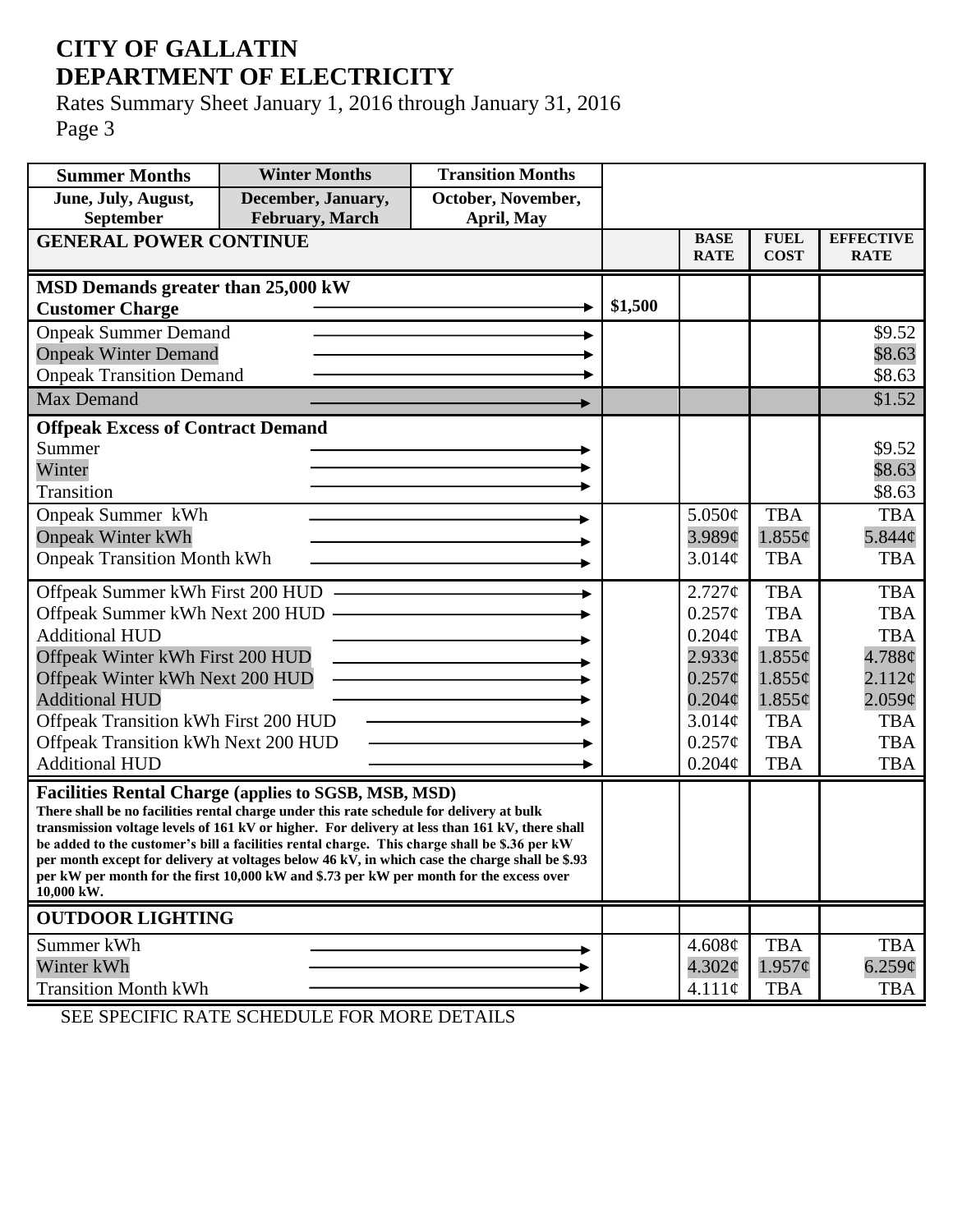# CITY OF GALLATIN
# DEPARTMENT OF ELECTRICITY

Rates Summary Sheet January 1, 2016 through January 31, 2016
Page 3

| Summer Months | Winter Months | Transition Months | | | | |
|---|---|---|---|---|---|---|
| June, July, August, September | December, January, February, March | October, November, April, May | | | | |
| **GENERAL POWER CONTINUE** | | | | **BASE RATE** | **FUEL COST** | **EFFECTIVE RATE** |
| **MSD Demands greater than 25,000 kW** | | | | | | |
| **Customer Charge** | | | **$1,500** | | | |
| Onpeak Summer Demand | | | | | | $9.52 |
| Onpeak Winter Demand | | | | | | $8.63 |
| Onpeak Transition Demand | | | | | | $8.63 |
| Max Demand | | | | | | $1.52 |
| **Offpeak Excess of Contract Demand** | | | | | | |
| Summer | | | | | | $9.52 |
| Winter | | | | | | $8.63 |
| Transition | | | | | | $8.63 |
| Onpeak Summer kWh | | | | 5.050¢ | TBA | TBA |
| Onpeak Winter kWh | | | | 3.989¢ | 1.855¢ | 5.844¢ |
| Onpeak Transition Month kWh | | | | 3.014¢ | TBA | TBA |
| Offpeak Summer kWh First 200 HUD | | | | 2.727¢ | TBA | TBA |
| Offpeak Summer kWh Next 200 HUD | | | | 0.257¢ | TBA | TBA |
| Additional HUD | | | | 0.204¢ | TBA | TBA |
| Offpeak Winter kWh First 200 HUD | | | | 2.933¢ | 1.855¢ | 4.788¢ |
| Offpeak Winter kWh Next 200 HUD | | | | 0.257¢ | 1.855¢ | 2.112¢ |
| Additional HUD | | | | 0.204¢ | 1.855¢ | 2.059¢ |
| Offpeak Transition kWh First 200 HUD | | | | 3.014¢ | TBA | TBA |
| Offpeak Transition kWh Next 200 HUD | | | | 0.257¢ | TBA | TBA |
| Additional HUD | | | | 0.204¢ | TBA | TBA |
| **Facilities Rental Charge (applies to SGSB, MSB, MSD)** There shall be no facilities rental charge under this rate schedule for delivery at bulk transmission voltage levels of 161 kV or higher. For delivery at less than 161 kV, there shall be added to the customer's bill a facilities rental charge. This charge shall be $.36 per kW per month except for delivery at voltages below 46 kV, in which case the charge shall be $.93 per kW per month for the first 10,000 kW and $.73 per kW per month for the excess over 10,000 kW. | | | | | | |
| **OUTDOOR LIGHTING** | | | | | | |
| Summer kWh | | | | 4.608¢ | TBA | TBA |
| Winter kWh | | | | 4.302¢ | 1.957¢ | 6.259¢ |
| Transition Month kWh | | | | 4.111¢ | TBA | TBA |

SEE SPECIFIC RATE SCHEDULE FOR MORE DETAILS